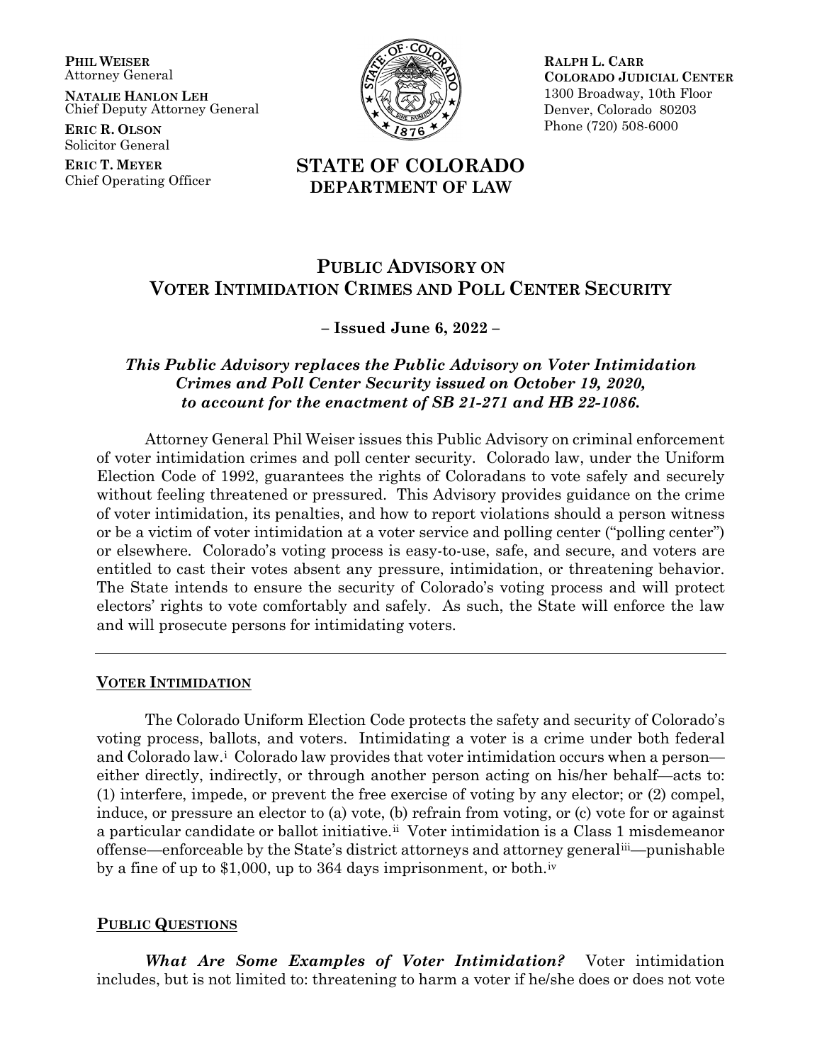**PHIL WEISER**
Attorney General

**NATALIE HANLON LEH**
Chief Deputy Attorney General

**ERIC R. OLSON**
Solicitor General

**ERIC T. MEYER**
Chief Operating Officer

**STATE OF COLORADO**
**DEPARTMENT OF LAW**

**RALPH L. CARR**
**COLORADO JUDICIAL CENTER**
1300 Broadway, 10th Floor
Denver, Colorado 80203
Phone (720) 508-6000

# PUBLIC ADVISORY ON VOTER INTIMIDATION CRIMES AND POLL CENTER SECURITY

**– Issued June 6, 2022 –**

***This Public Advisory replaces the Public Advisory on Voter Intimidation Crimes and Poll Center Security issued on October 19, 2020, to account for the enactment of SB 21-271 and HB 22-1086.***

Attorney General Phil Weiser issues this Public Advisory on criminal enforcement of voter intimidation crimes and poll center security. Colorado law, under the Uniform Election Code of 1992, guarantees the rights of Coloradans to vote safely and securely without feeling threatened or pressured. This Advisory provides guidance on the crime of voter intimidation, its penalties, and how to report violations should a person witness or be a victim of voter intimidation at a voter service and polling center ("polling center") or elsewhere. Colorado's voting process is easy-to-use, safe, and secure, and voters are entitled to cast their votes absent any pressure, intimidation, or threatening behavior. The State intends to ensure the security of Colorado's voting process and will protect electors' rights to vote comfortably and safely. As such, the State will enforce the law and will prosecute persons for intimidating voters.

---

## VOTER INTIMIDATION

The Colorado Uniform Election Code protects the safety and security of Colorado's voting process, ballots, and voters. Intimidating a voter is a crime under both federal and Colorado law.[i] Colorado law provides that voter intimidation occurs when a person—either directly, indirectly, or through another person acting on his/her behalf—acts to: (1) interfere, impede, or prevent the free exercise of voting by any elector; or (2) compel, induce, or pressure an elector to (a) vote, (b) refrain from voting, or (c) vote for or against a particular candidate or ballot initiative.[ii] Voter intimidation is a Class 1 misdemeanor offense—enforceable by the State's district attorneys and attorney general[iii]—punishable by a fine of up to $1,000, up to 364 days imprisonment, or both.[iv]

## PUBLIC QUESTIONS

***What Are Some Examples of Voter Intimidation?*** Voter intimidation includes, but is not limited to: threatening to harm a voter if he/she does or does not vote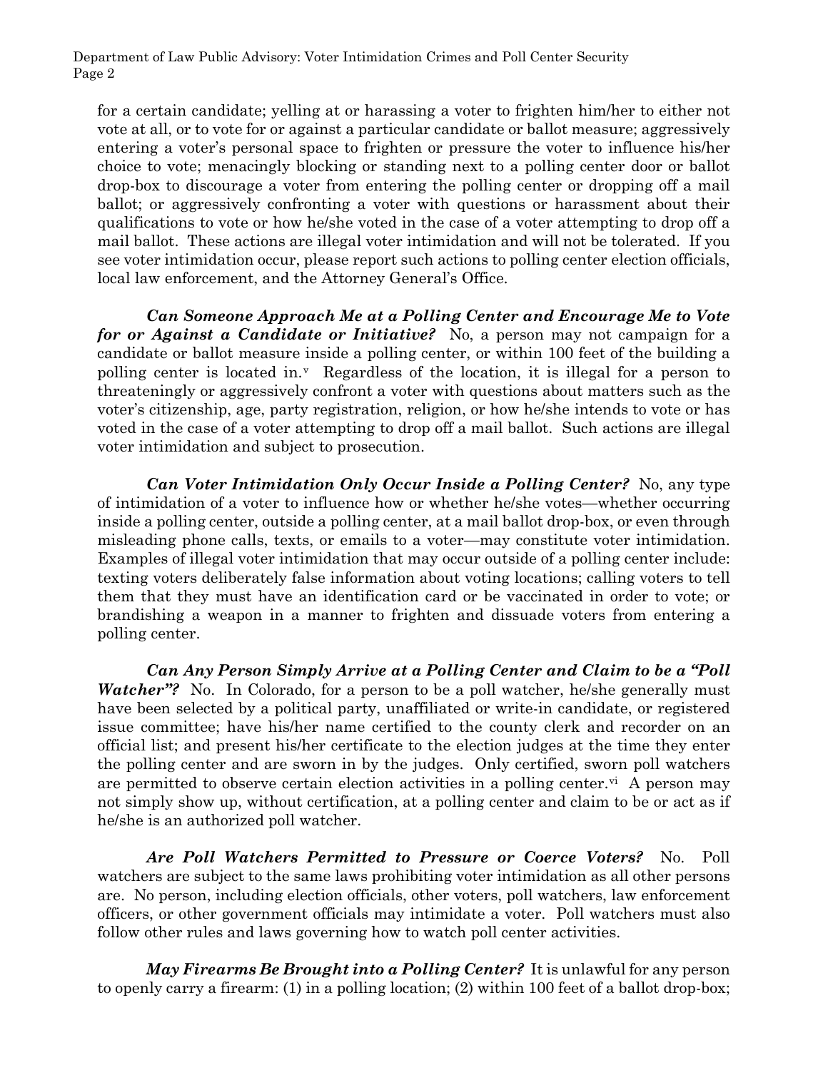for a certain candidate; yelling at or harassing a voter to frighten him/her to either not vote at all, or to vote for or against a particular candidate or ballot measure; aggressively entering a voter's personal space to frighten or pressure the voter to influence his/her choice to vote; menacingly blocking or standing next to a polling center door or ballot drop-box to discourage a voter from entering the polling center or dropping off a mail ballot; or aggressively confronting a voter with questions or harassment about their qualifications to vote or how he/she voted in the case of a voter attempting to drop off a mail ballot. These actions are illegal voter intimidation and will not be tolerated. If you see voter intimidation occur, please report such actions to polling center election officials, local law enforcement, and the Attorney General's Office.

***Can Someone Approach Me at a Polling Center and Encourage Me to Vote for or Against a Candidate or Initiative?*** No, a person may not campaign for a candidate or ballot measure inside a polling center, or within 100 feet of the building a polling center is located in.[v] Regardless of the location, it is illegal for a person to threateningly or aggressively confront a voter with questions about matters such as the voter's citizenship, age, party registration, religion, or how he/she intends to vote or has voted in the case of a voter attempting to drop off a mail ballot. Such actions are illegal voter intimidation and subject to prosecution.

***Can Voter Intimidation Only Occur Inside a Polling Center?*** No, any type of intimidation of a voter to influence how or whether he/she votes—whether occurring inside a polling center, outside a polling center, at a mail ballot drop-box, or even through misleading phone calls, texts, or emails to a voter—may constitute voter intimidation. Examples of illegal voter intimidation that may occur outside of a polling center include: texting voters deliberately false information about voting locations; calling voters to tell them that they must have an identification card or be vaccinated in order to vote; or brandishing a weapon in a manner to frighten and dissuade voters from entering a polling center.

***Can Any Person Simply Arrive at a Polling Center and Claim to be a "Poll Watcher"?*** No. In Colorado, for a person to be a poll watcher, he/she generally must have been selected by a political party, unaffiliated or write-in candidate, or registered issue committee; have his/her name certified to the county clerk and recorder on an official list; and present his/her certificate to the election judges at the time they enter the polling center and are sworn in by the judges. Only certified, sworn poll watchers are permitted to observe certain election activities in a polling center.[vi] A person may not simply show up, without certification, at a polling center and claim to be or act as if he/she is an authorized poll watcher.

***Are Poll Watchers Permitted to Pressure or Coerce Voters?*** No. Poll watchers are subject to the same laws prohibiting voter intimidation as all other persons are. No person, including election officials, other voters, poll watchers, law enforcement officers, or other government officials may intimidate a voter. Poll watchers must also follow other rules and laws governing how to watch poll center activities.

***May Firearms Be Brought into a Polling Center?*** It is unlawful for any person to openly carry a firearm: (1) in a polling location; (2) within 100 feet of a ballot drop-box;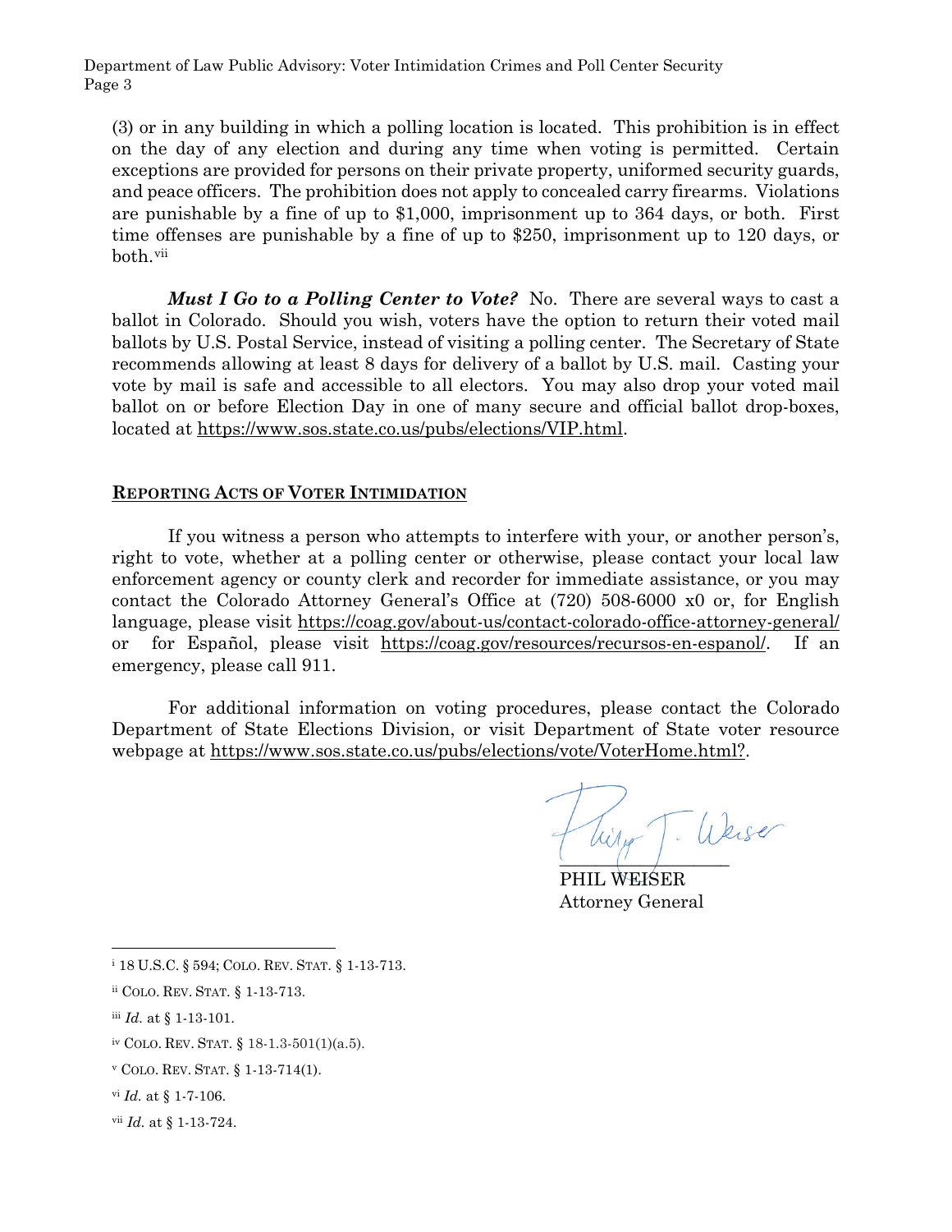(3) or in any building in which a polling location is located. This prohibition is in effect on the day of any election and during any time when voting is permitted. Certain exceptions are provided for persons on their private property, uniformed security guards, and peace officers. The prohibition does not apply to concealed carry firearms. Violations are punishable by a fine of up to $1,000, imprisonment up to 364 days, or both. First time offenses are punishable by a fine of up to $250, imprisonment up to 120 days, or both.[vii]

***Must I Go to a Polling Center to Vote?*** No. There are several ways to cast a ballot in Colorado. Should you wish, voters have the option to return their voted mail ballots by U.S. Postal Service, instead of visiting a polling center. The Secretary of State recommends allowing at least 8 days for delivery of a ballot by U.S. mail. Casting your vote by mail is safe and accessible to all electors. You may also drop your voted mail ballot on or before Election Day in one of many secure and official ballot drop-boxes, located at https://www.sos.state.co.us/pubs/elections/VIP.html.

## REPORTING ACTS OF VOTER INTIMIDATION

If you witness a person who attempts to interfere with your, or another person's, right to vote, whether at a polling center or otherwise, please contact your local law enforcement agency or county clerk and recorder for immediate assistance, or you may contact the Colorado Attorney General's Office at (720) 508-6000 x0 or, for English language, please visit https://coag.gov/about-us/contact-colorado-office-attorney-general/ or for Español, please visit https://coag.gov/resources/recursos-en-espanol/. If an emergency, please call 911.

For additional information on voting procedures, please contact the Colorado Department of State Elections Division, or visit Department of State voter resource webpage at https://www.sos.state.co.us/pubs/elections/vote/VoterHome.html?.

PHIL WEISER
Attorney General

---

[i] 18 U.S.C. § 594; COLO. REV. STAT. § 1-13-713.

[ii] COLO. REV. STAT. § 1-13-713.

[iii] *Id.* at § 1-13-101.

[iv] COLO. REV. STAT. § 18-1.3-501(1)(a.5).

[v] COLO. REV. STAT. § 1-13-714(1).

[vi] *Id.* at § 1-7-106.

[vii] *Id.* at § 1-13-724.